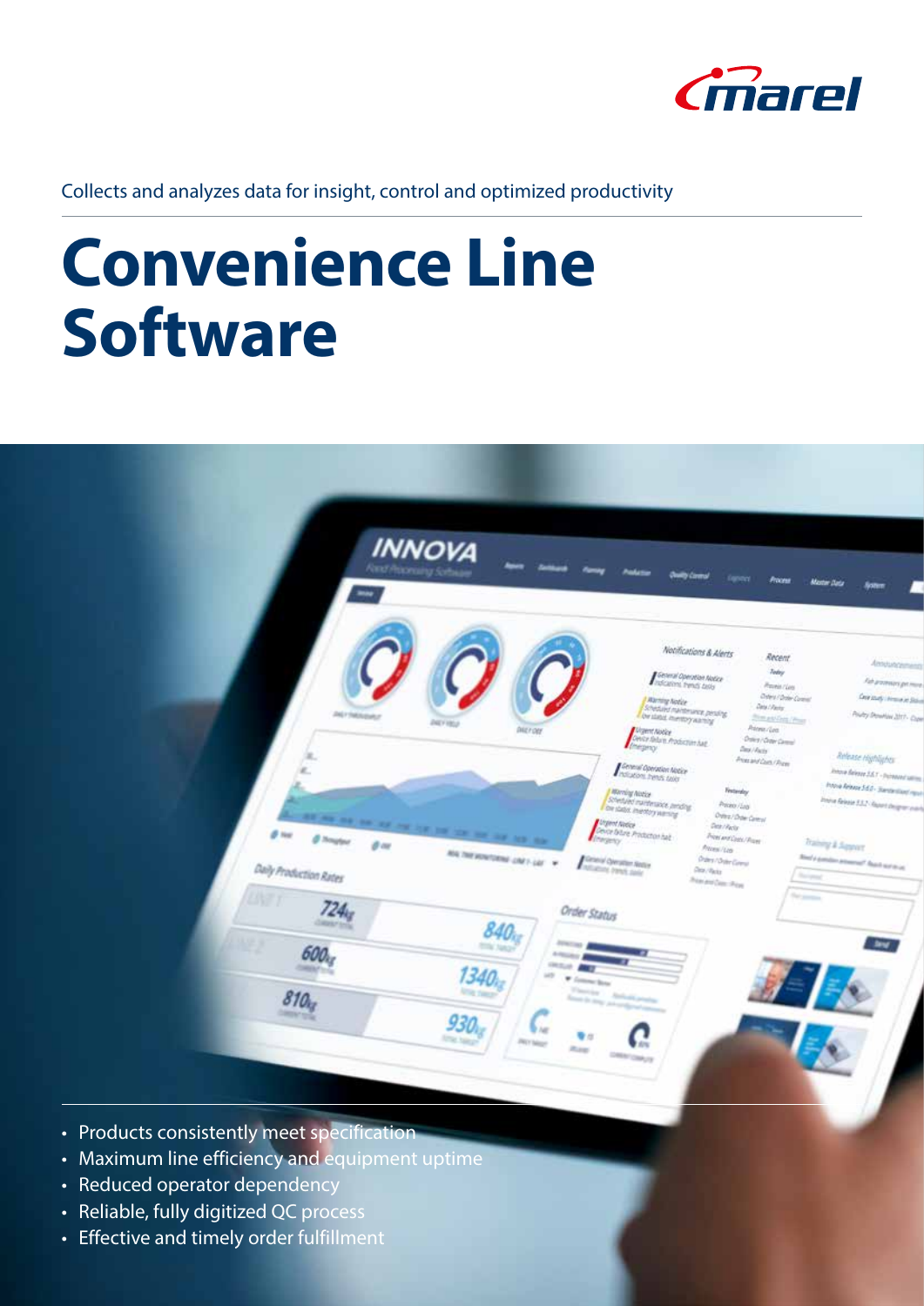Collects and analyzes data for insight, control and optimized productivity

# Convenience Line Software

- Products consistently meet specification
- Maximum line efficiency and equipment uptime
- Reduced operator dependency
- Reliable, fully digitized QC process
- Effective and timely order fulfillment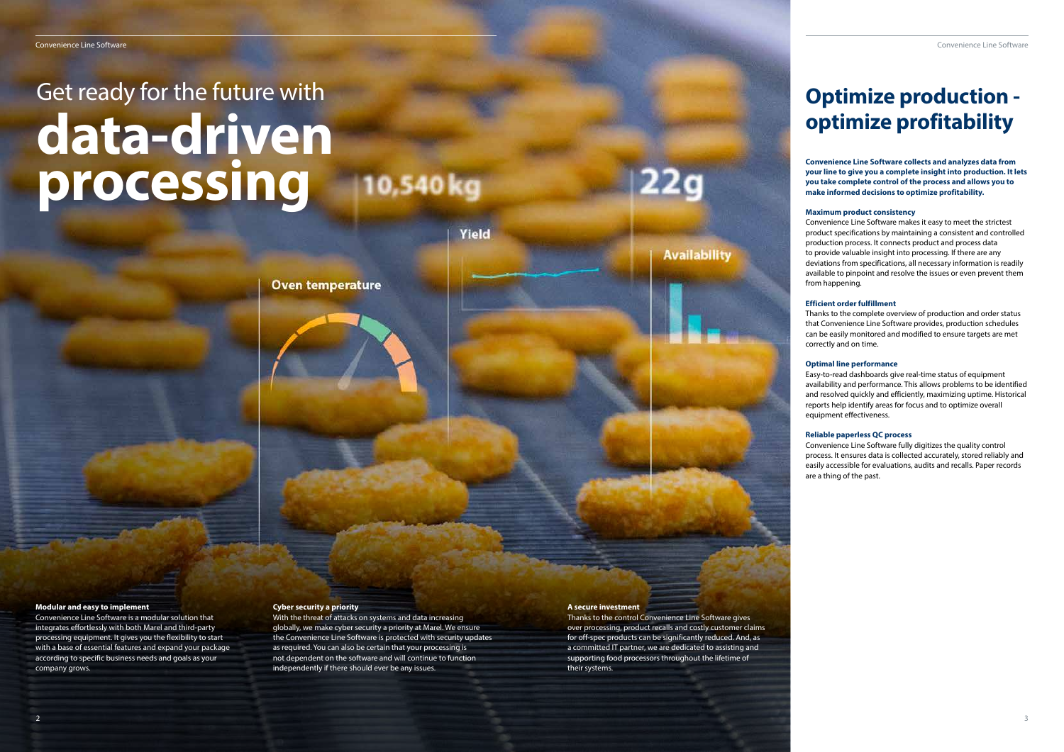# Get ready for the future with **data-driven processing**

10,540 kg

Yield

22g

Availability

Oven temperature

**Modular and easy to implement**

Convenience Line Software is a modular solution that integrates effortlessly with both Marel and third-party processing equipment. It gives you the flexibility to start with a base of essential features and expand your package according to specific business needs and goals as your company grows.

**Cyber security a priority**

With the threat of attacks on systems and data increasing globally, we make cyber security a priority at Marel. We ensure the Convenience Line Software is protected with security updates as required. You can also be certain that your processing is not dependent on the software and will continue to function independently if there should ever be any issues.

**A secure investment**

Thanks to the control Convenience Line Software gives over processing, product recalls and costly customer claims for off-spec products can be significantly reduced. And, as a committed IT partner, we are dedicated to assisting and supporting food processors throughout the lifetime of their systems.

# Optimize production - optimize profitability

**Convenience Line Software collects and analyzes data from your line to give you a complete insight into production. It lets you take complete control of the process and allows you to make informed decisions to optimize profitability.**

**Maximum product consistency**

Convenience Line Software makes it easy to meet the strictest product specifications by maintaining a consistent and controlled production process. It connects product and process data to provide valuable insight into processing. If there are any deviations from specifications, all necessary information is readily available to pinpoint and resolve the issues or even prevent them from happening.

**Efficient order fulfillment**

Thanks to the complete overview of production and order status that Convenience Line Software provides, production schedules can be easily monitored and modified to ensure targets are met correctly and on time.

**Optimal line performance**

Easy-to-read dashboards give real-time status of equipment availability and performance. This allows problems to be identified and resolved quickly and efficiently, maximizing uptime. Historical reports help identify areas for focus and to optimize overall equipment effectiveness.

**Reliable paperless QC process**

Convenience Line Software fully digitizes the quality control process. It ensures data is collected accurately, stored reliably and easily accessible for evaluations, audits and recalls. Paper records are a thing of the past.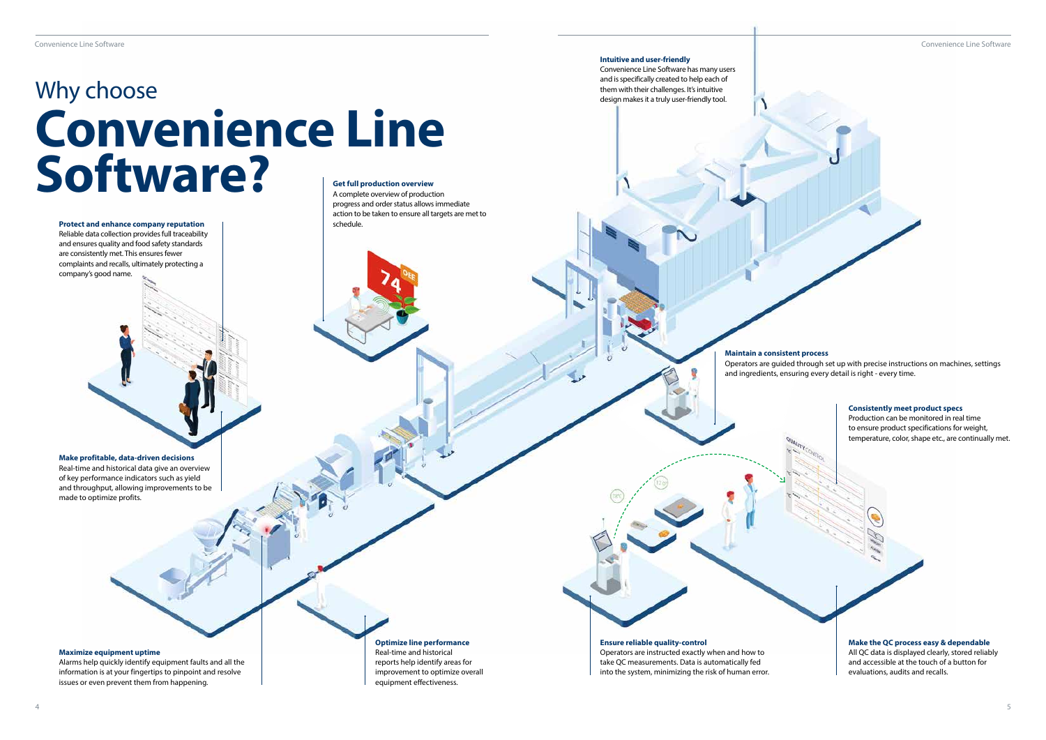# Why choose **Convenience Line Software?**

**Protect and enhance company reputation**
Reliable data collection provides full traceability and ensures quality and food safety standards are consistently met. This ensures fewer complaints and recalls, ultimately protecting a company's good name.

**Get full production overview**
A complete overview of production progress and order status allows immediate action to be taken to ensure all targets are met to schedule.

**Make profitable, data-driven decisions**
Real-time and historical data give an overview of key performance indicators such as yield and throughput, allowing improvements to be made to optimize profits.

**Maximize equipment uptime**
Alarms help quickly identify equipment faults and all the information is at your fingertips to pinpoint and resolve issues or even prevent them from happening.

**Optimize line performance**
Real-time and historical reports help identify areas for improvement to optimize overall equipment effectiveness.

**Intuitive and user-friendly**
Convenience Line Software has many users and is specifically created to help each of them with their challenges. It's intuitive design makes it a truly user-friendly tool.

**Maintain a consistent process**
Operators are guided through set up with precise instructions on machines, settings and ingredients, ensuring every detail is right - every time.

**Consistently meet product specs**
Production can be monitored in real time to ensure product specifications for weight, temperature, color, shape etc., are continually met.

**Ensure reliable quality-control**
Operators are instructed exactly when and how to take QC measurements. Data is automatically fed into the system, minimizing the risk of human error.

**Make the QC process easy & dependable**
All QC data is displayed clearly, stored reliably and accessible at the touch of a button for evaluations, audits and recalls.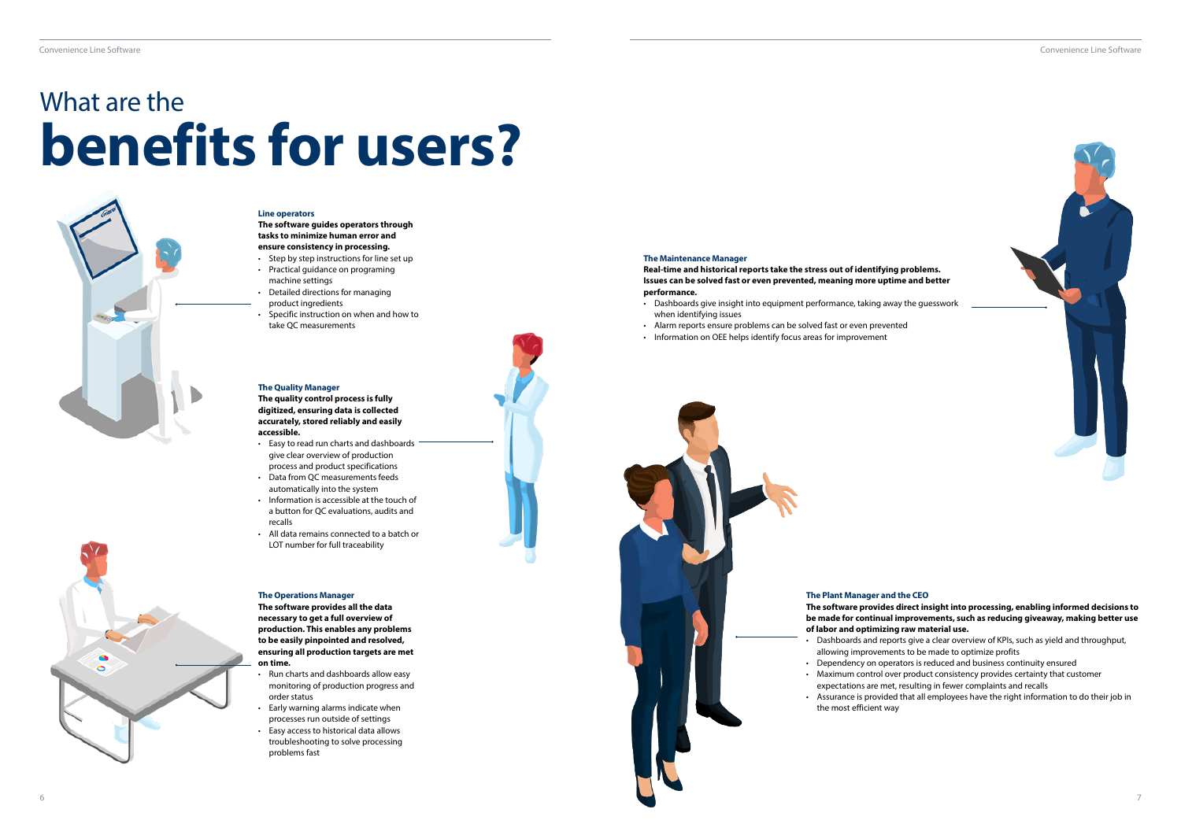# What are the **benefits for users?**

### Line operators

**The software guides operators through tasks to minimize human error and ensure consistency in processing.**

- Step by step instructions for line set up
- Practical guidance on programing machine settings
- Detailed directions for managing product ingredients
- Specific instruction on when and how to take QC measurements

### The Quality Manager

**The quality control process is fully digitized, ensuring data is collected accurately, stored reliably and easily accessible.**

- Easy to read run charts and dashboards give clear overview of production process and product specifications
- Data from QC measurements feeds automatically into the system
- Information is accessible at the touch of a button for QC evaluations, audits and recalls
- All data remains connected to a batch or LOT number for full traceability

### The Operations Manager

**The software provides all the data necessary to get a full overview of production. This enables any problems to be easily pinpointed and resolved, ensuring all production targets are met on time.**

- Run charts and dashboards allow easy monitoring of production progress and order status
- Early warning alarms indicate when processes run outside of settings
- Easy access to historical data allows troubleshooting to solve processing problems fast

### The Maintenance Manager

**Real-time and historical reports take the stress out of identifying problems. Issues can be solved fast or even prevented, meaning more uptime and better performance.**

- Dashboards give insight into equipment performance, taking away the guesswork when identifying issues
- Alarm reports ensure problems can be solved fast or even prevented
- Information on OEE helps identify focus areas for improvement

### The Plant Manager and the CEO

**The software provides direct insight into processing, enabling informed decisions to be made for continual improvements, such as reducing giveaway, making better use of labor and optimizing raw material use.**

- Dashboards and reports give a clear overview of KPIs, such as yield and throughput, allowing improvements to be made to optimize profits
- Dependency on operators is reduced and business continuity ensured
- Maximum control over product consistency provides certainty that customer expectations are met, resulting in fewer complaints and recalls
- Assurance is provided that all employees have the right information to do their job in the most efficient way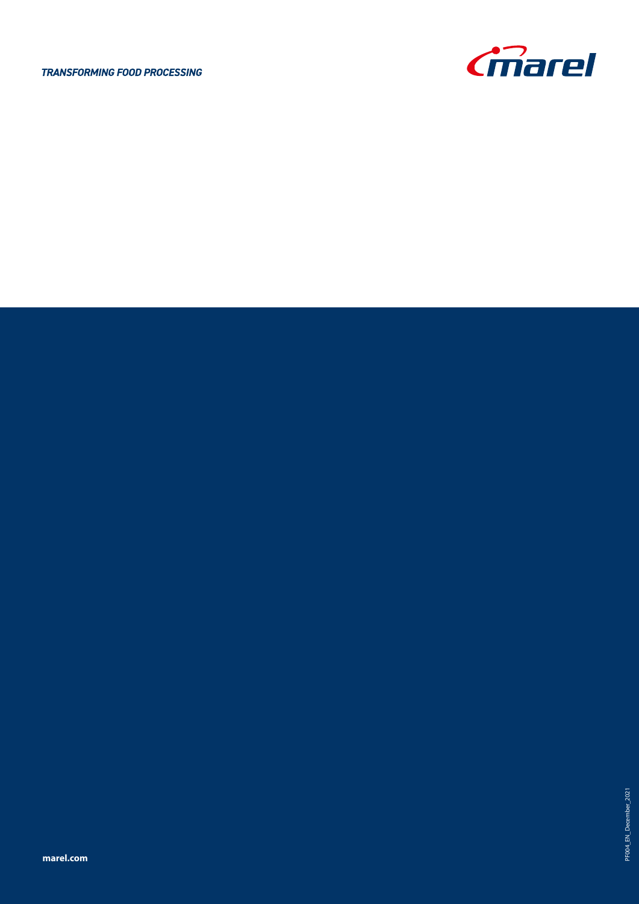*TRANSFORMING FOOD PROCESSING*

marel

**marel.com**

PF004_EN_December_2021